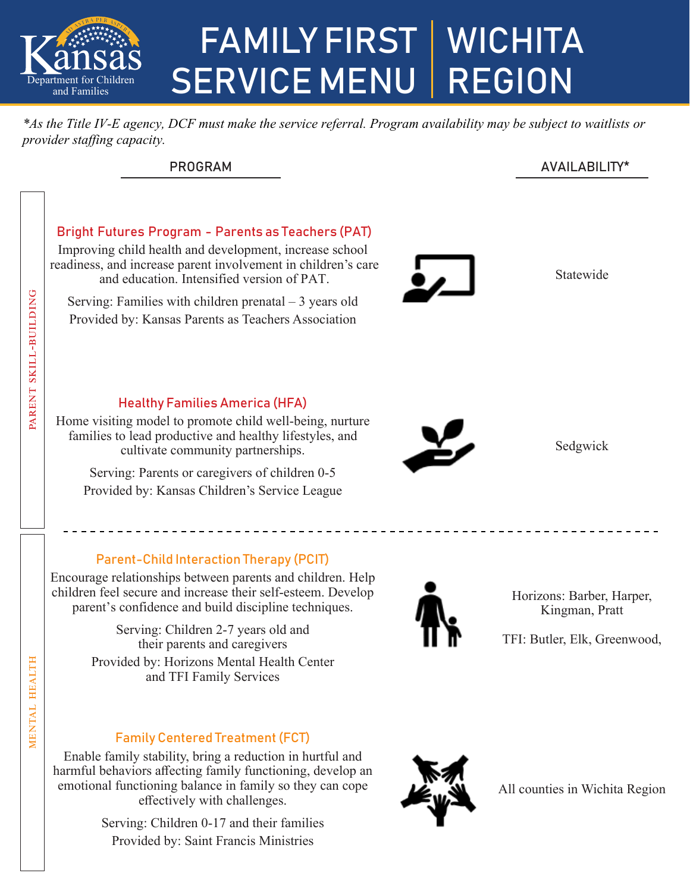# FAMILY FIRST SERVICE MENU | WICHITA REGION

Kansas Department for Children and Families

*\*As the Title IV-E agency, DCF must make the service referral. Program availability may be subject to waitlists or provider staffing capacity.*

| | PROGRAM | AVAILABILITY* |
|---|---|---|
| PARENT SKILL-BUILDING | **Bright Futures Program - Parents as Teachers (PAT)**<br>Improving child health and development, increase school readiness, and increase parent involvement in children's care and education. Intensified version of PAT.<br>Serving: Families with children prenatal – 3 years old<br>Provided by: Kansas Parents as Teachers Association | Statewide |
| PARENT SKILL-BUILDING | **Healthy Families America (HFA)**<br>Home visiting model to promote child well-being, nurture families to lead productive and healthy lifestyles, and cultivate community partnerships.<br>Serving: Parents or caregivers of children 0-5<br>Provided by: Kansas Children's Service League | Sedgwick |
| MENTAL HEALTH | **Parent-Child Interaction Therapy (PCIT)**<br>Encourage relationships between parents and children. Help children feel secure and increase their self-esteem. Develop parent's confidence and build discipline techniques.<br>Serving: Children 2-7 years old and their parents and caregivers<br>Provided by: Horizons Mental Health Center and TFI Family Services | Horizons: Barber, Harper, Kingman, Pratt<br>TFI: Butler, Elk, Greenwood, |
| MENTAL HEALTH | **Family Centered Treatment (FCT)**<br>Enable family stability, bring a reduction in hurtful and harmful behaviors affecting family functioning, develop an emotional functioning balance in family so they can cope effectively with challenges.<br>Serving: Children 0-17 and their families<br>Provided by: Saint Francis Ministries | All counties in Wichita Region |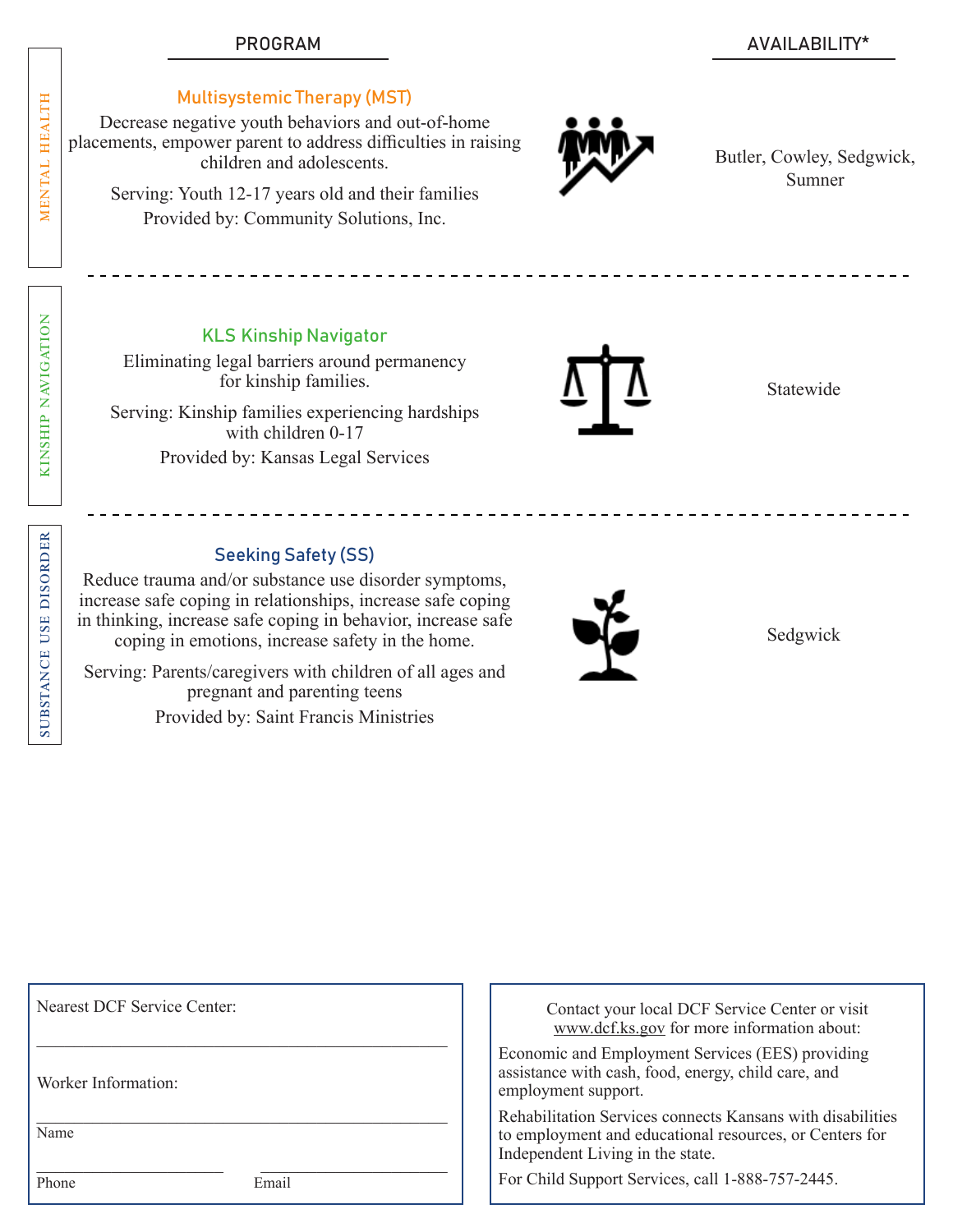| PROGRAM | | AVAILABILITY* |
| --- | --- | --- |
| **MENTAL HEALTH** | | |
| **Multisystemic Therapy (MST)**<br>Decrease negative youth behaviors and out-of-home placements, empower parent to address difficulties in raising children and adolescents.<br>Serving: Youth 12-17 years old and their families<br>Provided by: Community Solutions, Inc. | | Butler, Cowley, Sedgwick, Sumner |
| **KINSHIP NAVIGATION** | | |
| **KLS Kinship Navigator**<br>Eliminating legal barriers around permanency for kinship families.<br>Serving: Kinship families experiencing hardships with children 0-17<br>Provided by: Kansas Legal Services | | Statewide |
| **SUBSTANCE USE DISORDER** | | |
| **Seeking Safety (SS)**<br>Reduce trauma and/or substance use disorder symptoms, increase safe coping in relationships, increase safe coping in thinking, increase safe coping in behavior, increase safe coping in emotions, increase safety in the home.<br>Serving: Parents/caregivers with children of all ages and pregnant and parenting teens<br>Provided by: Saint Francis Ministries | | Sedgwick |

Nearest DCF Service Center:

______________________________

Worker Information:

______________________________
Name

______________ ______________
Phone Email

Contact your local DCF Service Center or visit www.dcf.ks.gov for more information about:

Economic and Employment Services (EES) providing assistance with cash, food, energy, child care, and employment support.

Rehabilitation Services connects Kansans with disabilities to employment and educational resources, or Centers for Independent Living in the state.

For Child Support Services, call 1-888-757-2445.